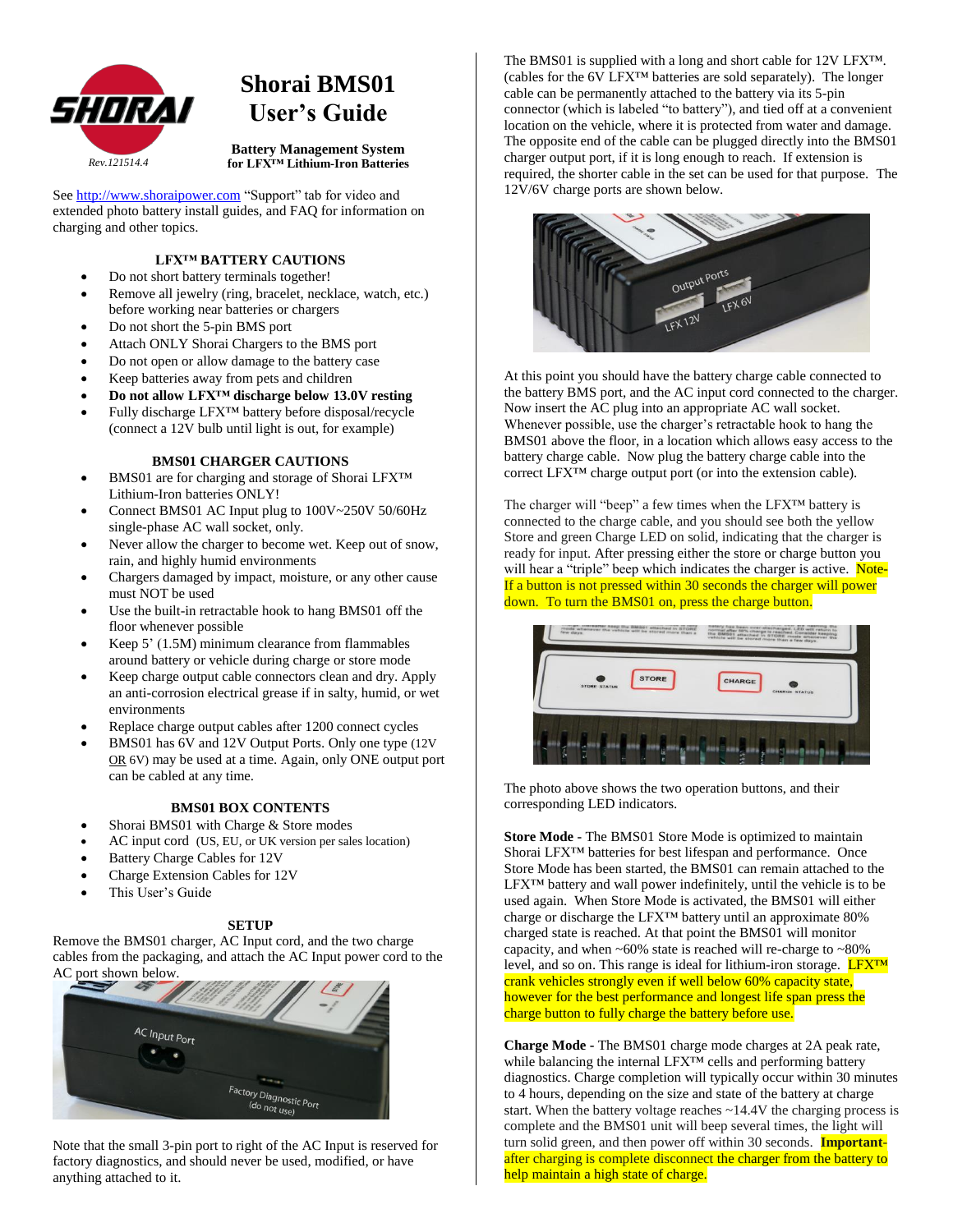# Shorai BMS01 User's Guide

Rev.121514.4

**Battery Management System for LFX™ Lithium-Iron Batteries**

See http://www.shoraipower.com "Support" tab for video and extended photo battery install guides, and FAQ for information on charging and other topics.

### LFX™ BATTERY CAUTIONS

- Do not short battery terminals together!
- Remove all jewelry (ring, bracelet, necklace, watch, etc.) before working near batteries or chargers
- Do not short the 5-pin BMS port
- Attach ONLY Shorai Chargers to the BMS port
- Do not open or allow damage to the battery case
- Keep batteries away from pets and children
- **Do not allow LFX™ discharge below 13.0V resting**
- Fully discharge LFX™ battery before disposal/recycle (connect a 12V bulb until light is out, for example)

### BMS01 CHARGER CAUTIONS

- BMS01 are for charging and storage of Shorai LFX™ Lithium-Iron batteries ONLY!
- Connect BMS01 AC Input plug to 100V~250V 50/60Hz single-phase AC wall socket, only.
- Never allow the charger to become wet. Keep out of snow, rain, and highly humid environments
- Chargers damaged by impact, moisture, or any other cause must NOT be used
- Use the built-in retractable hook to hang BMS01 off the floor whenever possible
- Keep 5' (1.5M) minimum clearance from flammables around battery or vehicle during charge or store mode
- Keep charge output cable connectors clean and dry. Apply an anti-corrosion electrical grease if in salty, humid, or wet environments
- Replace charge output cables after 1200 connect cycles
- BMS01 has 6V and 12V Output Ports. Only one type (12V OR 6V) may be used at a time. Again, only ONE output port can be cabled at any time.

### BMS01 BOX CONTENTS

- Shorai BMS01 with Charge & Store modes
- AC input cord (US, EU, or UK version per sales location)
- Battery Charge Cables for 12V
- Charge Extension Cables for 12V
- This User's Guide

### SETUP

Remove the BMS01 charger, AC Input cord, and the two charge cables from the packaging, and attach the AC Input power cord to the AC port shown below.

Note that the small 3-pin port to right of the AC Input is reserved for factory diagnostics, and should never be used, modified, or have anything attached to it.

The BMS01 is supplied with a long and short cable for 12V LFX™. (cables for the 6V LFX™ batteries are sold separately). The longer cable can be permanently attached to the battery via its 5-pin connector (which is labeled "to battery"), and tied off at a convenient location on the vehicle, where it is protected from water and damage. The opposite end of the cable can be plugged directly into the BMS01 charger output port, if it is long enough to reach. If extension is required, the shorter cable in the set can be used for that purpose. The 12V/6V charge ports are shown below.

At this point you should have the battery charge cable connected to the battery BMS port, and the AC input cord connected to the charger. Now insert the AC plug into an appropriate AC wall socket. Whenever possible, use the charger's retractable hook to hang the BMS01 above the floor, in a location which allows easy access to the battery charge cable. Now plug the battery charge cable into the correct LFX™ charge output port (or into the extension cable).

The charger will "beep" a few times when the LFX™ battery is connected to the charge cable, and you should see both the yellow Store and green Charge LED on solid, indicating that the charger is ready for input. After pressing either the store or charge button you will hear a "triple" beep which indicates the charger is active. Note-If a button is not pressed within 30 seconds the charger will power down. To turn the BMS01 on, press the charge button.

The photo above shows the two operation buttons, and their corresponding LED indicators.

**Store Mode -** The BMS01 Store Mode is optimized to maintain Shorai LFX™ batteries for best lifespan and performance. Once Store Mode has been started, the BMS01 can remain attached to the LFX™ battery and wall power indefinitely, until the vehicle is to be used again. When Store Mode is activated, the BMS01 will either charge or discharge the LFX™ battery until an approximate 80% charged state is reached. At that point the BMS01 will monitor capacity, and when ~60% state is reached will re-charge to ~80% level, and so on. This range is ideal for lithium-iron storage. LFX™ crank vehicles strongly even if well below 60% capacity state, however for the best performance and longest life span press the charge button to fully charge the battery before use.

**Charge Mode -** The BMS01 charge mode charges at 2A peak rate, while balancing the internal LFX™ cells and performing battery diagnostics. Charge completion will typically occur within 30 minutes to 4 hours, depending on the size and state of the battery at charge start. When the battery voltage reaches ~14.4V the charging process is complete and the BMS01 unit will beep several times, the light will turn solid green, and then power off within 30 seconds. **Important-** after charging is complete disconnect the charger from the battery to help maintain a high state of charge.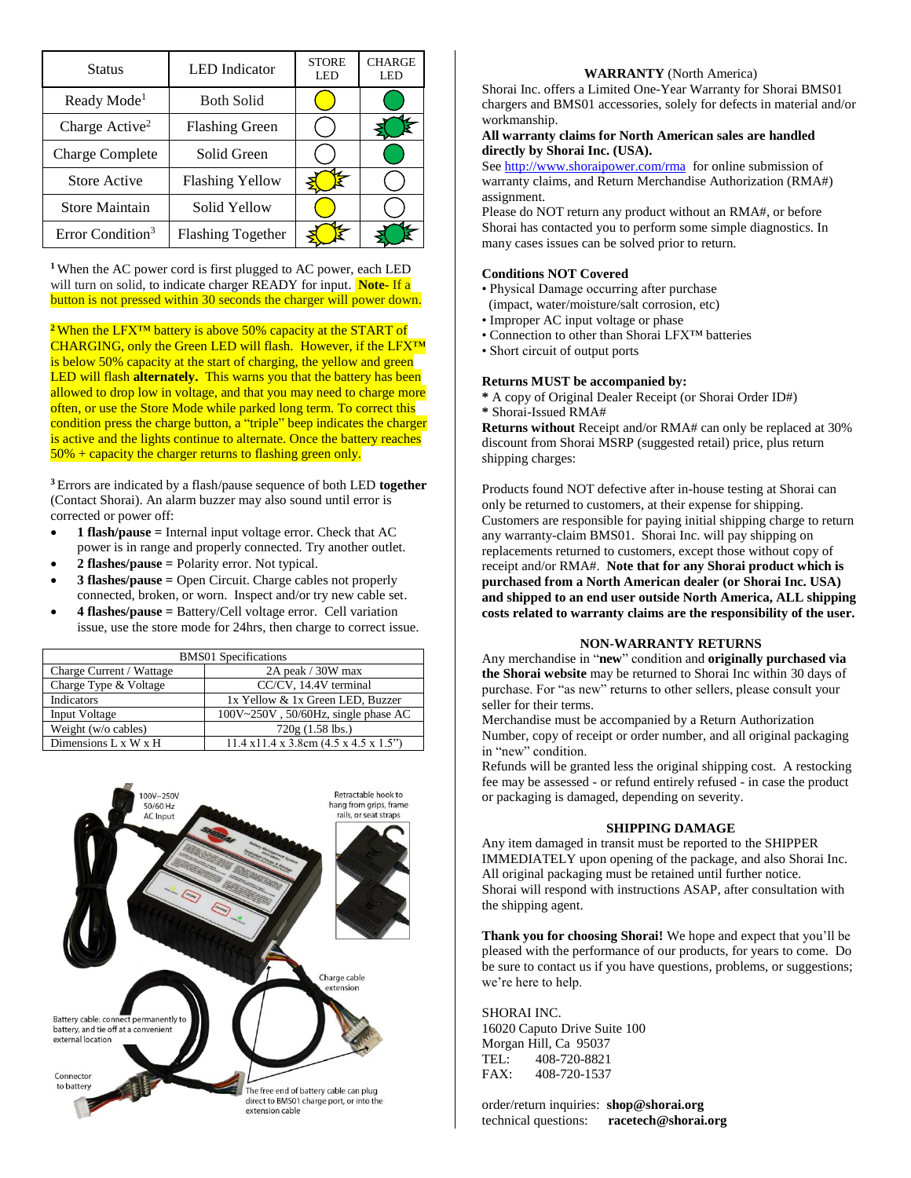| Status | LED Indicator | STORE LED | CHARGE LED |
|---|---|---|---|
| Ready Mode[1] | Both Solid | | |
| Charge Active[2] | Flashing Green | | |
| Charge Complete | Solid Green | | |
| Store Active | Flashing Yellow | | |
| Store Maintain | Solid Yellow | | |
| Error Condition[3] | Flashing Together | | |

[1] When the AC power cord is first plugged to AC power, each LED will turn on solid, to indicate charger READY for input. **Note**- If a button is not pressed within 30 seconds the charger will power down.

[2] When the LFX™ battery is above 50% capacity at the START of CHARGING, only the Green LED will flash. However, if the LFX™ is below 50% capacity at the start of charging, the yellow and green LED will flash **alternately.** This warns you that the battery has been allowed to drop low in voltage, and that you may need to charge more often, or use the Store Mode while parked long term. To correct this condition press the charge button, a "triple" beep indicates the charger is active and the lights continue to alternate. Once the battery reaches 50% + capacity the charger returns to flashing green only.

[3] Errors are indicated by a flash/pause sequence of both LED **together** (Contact Shorai). An alarm buzzer may also sound until error is corrected or power off:

- **1 flash/pause =** Internal input voltage error. Check that AC power is in range and properly connected. Try another outlet.
- **2 flashes/pause =** Polarity error. Not typical.
- **3 flashes/pause =** Open Circuit. Charge cables not properly connected, broken, or worn. Inspect and/or try new cable set.
- **4 flashes/pause =** Battery/Cell voltage error. Cell variation issue, use the store mode for 24hrs, then charge to correct issue.

| BMS01 Specifications | |
|---|---|
| Charge Current / Wattage | 2A peak / 30W max |
| Charge Type & Voltage | CC/CV, 14.4V terminal |
| Indicators | 1x Yellow & 1x Green LED, Buzzer |
| Input Voltage | 100V~250V , 50/60Hz, single phase AC |
| Weight (w/o cables) | 720g (1.58 lbs.) |
| Dimensions L x W x H | 11.4 x11.4 x 3.8cm (4.5 x 4.5 x 1.5") |

100V~250V 50/60 Hz AC Input

Retractable hook to hang from grips, frame rails, or seat straps

Charge cable extension

Battery cable: connect permanently to battery, and tie off at a convenient external location

Connector to battery

The free end of battery cable can plug direct to BMS01 charge port, or into the extension cable

## WARRANTY (North America)

Shorai Inc. offers a Limited One-Year Warranty for Shorai BMS01 chargers and BMS01 accessories, solely for defects in material and/or workmanship.

**All warranty claims for North American sales are handled directly by Shorai Inc. (USA).**

See http://www.shoraipower.com/rma for online submission of warranty claims, and Return Merchandise Authorization (RMA#) assignment.

Please do NOT return any product without an RMA#, or before Shorai has contacted you to perform some simple diagnostics. In many cases issues can be solved prior to return.

**Conditions NOT Covered**

- Physical Damage occurring after purchase (impact, water/moisture/salt corrosion, etc)
- Improper AC input voltage or phase
- Connection to other than Shorai LFX™ batteries
- Short circuit of output ports

**Returns MUST be accompanied by:**

* A copy of Original Dealer Receipt (or Shorai Order ID#)
* Shorai-Issued RMA#

**Returns without** Receipt and/or RMA# can only be replaced at 30% discount from Shorai MSRP (suggested retail) price, plus return shipping charges:

Products found NOT defective after in-house testing at Shorai can only be returned to customers, at their expense for shipping. Customers are responsible for paying initial shipping charge to return any warranty-claim BMS01. Shorai Inc. will pay shipping on replacements returned to customers, except those without copy of receipt and/or RMA#. **Note that for any Shorai product which is purchased from a North American dealer (or Shorai Inc. USA) and shipped to an end user outside North America, ALL shipping costs related to warranty claims are the responsibility of the user.**

## NON-WARRANTY RETURNS

Any merchandise in "**new**" condition and **originally purchased via the Shorai website** may be returned to Shorai Inc within 30 days of purchase. For "as new" returns to other sellers, please consult your seller for their terms.

Merchandise must be accompanied by a Return Authorization Number, copy of receipt or order number, and all original packaging in "new" condition.

Refunds will be granted less the original shipping cost. A restocking fee may be assessed - or refund entirely refused - in case the product or packaging is damaged, depending on severity.

## SHIPPING DAMAGE

Any item damaged in transit must be reported to the SHIPPER IMMEDIATELY upon opening of the package, and also Shorai Inc. All original packaging must be retained until further notice.

Shorai will respond with instructions ASAP, after consultation with the shipping agent.

**Thank you for choosing Shorai!** We hope and expect that you'll be pleased with the performance of our products, for years to come. Do be sure to contact us if you have questions, problems, or suggestions; we're here to help.

SHORAI INC.
16020 Caputo Drive Suite 100
Morgan Hill, Ca 95037
TEL: 408-720-8821
FAX: 408-720-1537

order/return inquiries: **shop@shorai.org**
technical questions: **racetech@shorai.org**